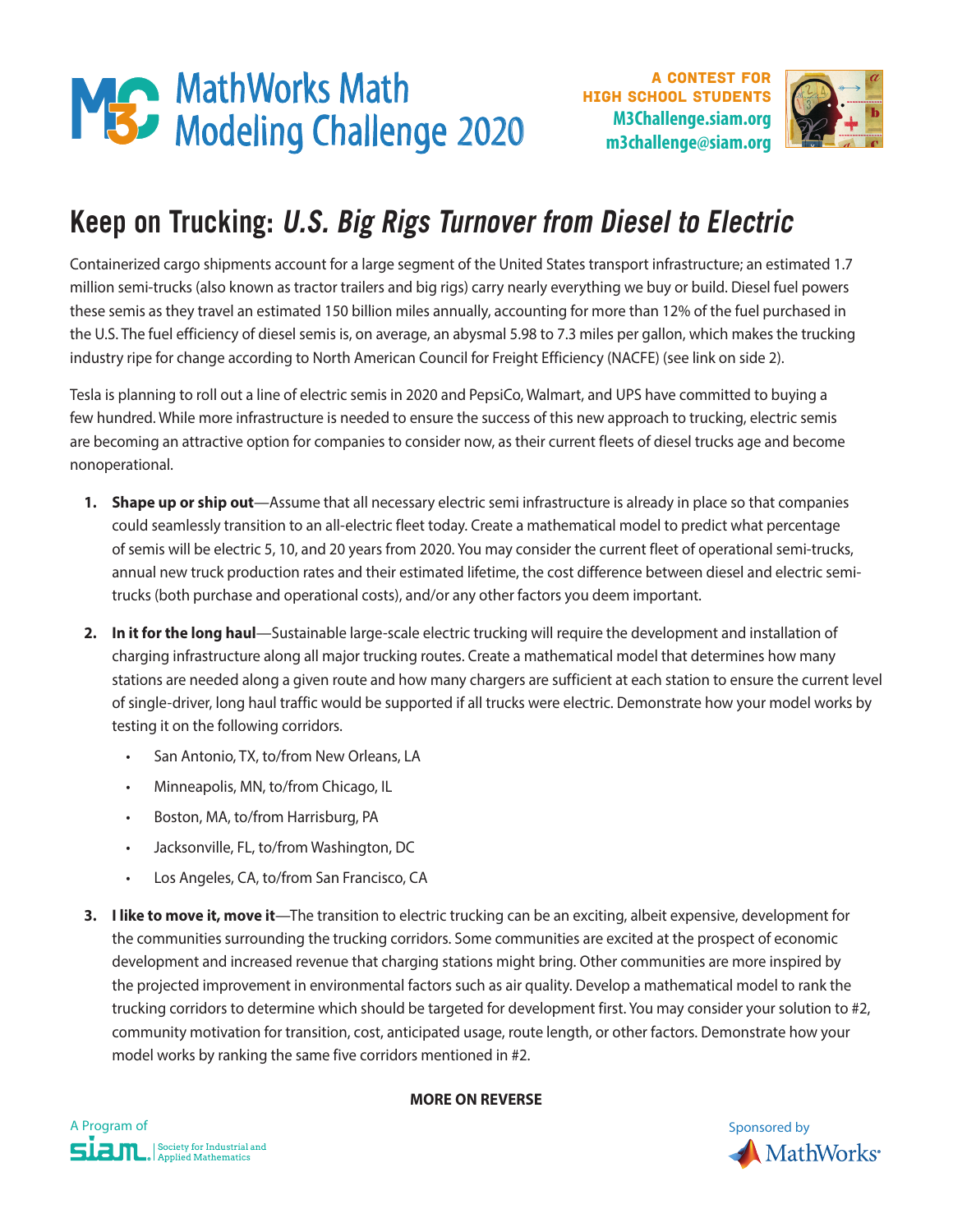# MathWorks Math Modeling Challenge 2020

A CONTEST FOR HIGH SCHOOL STUDENTS
M3Challenge.siam.org
m3challenge@siam.org

## Keep on Trucking: *U.S. Big Rigs Turnover from Diesel to Electric*

Containerized cargo shipments account for a large segment of the United States transport infrastructure; an estimated 1.7 million semi-trucks (also known as tractor trailers and big rigs) carry nearly everything we buy or build. Diesel fuel powers these semis as they travel an estimated 150 billion miles annually, accounting for more than 12% of the fuel purchased in the U.S. The fuel efficiency of diesel semis is, on average, an abysmal 5.98 to 7.3 miles per gallon, which makes the trucking industry ripe for change according to North American Council for Freight Efficiency (NACFE) (see link on side 2).

Tesla is planning to roll out a line of electric semis in 2020 and PepsiCo, Walmart, and UPS have committed to buying a few hundred. While more infrastructure is needed to ensure the success of this new approach to trucking, electric semis are becoming an attractive option for companies to consider now, as their current fleets of diesel trucks age and become nonoperational.

1. **Shape up or ship out**—Assume that all necessary electric semi infrastructure is already in place so that companies could seamlessly transition to an all-electric fleet today. Create a mathematical model to predict what percentage of semis will be electric 5, 10, and 20 years from 2020. You may consider the current fleet of operational semi-trucks, annual new truck production rates and their estimated lifetime, the cost difference between diesel and electric semi-trucks (both purchase and operational costs), and/or any other factors you deem important.

2. **In it for the long haul**—Sustainable large-scale electric trucking will require the development and installation of charging infrastructure along all major trucking routes. Create a mathematical model that determines how many stations are needed along a given route and how many chargers are sufficient at each station to ensure the current level of single-driver, long haul traffic would be supported if all trucks were electric. Demonstrate how your model works by testing it on the following corridors.
   - San Antonio, TX, to/from New Orleans, LA
   - Minneapolis, MN, to/from Chicago, IL
   - Boston, MA, to/from Harrisburg, PA
   - Jacksonville, FL, to/from Washington, DC
   - Los Angeles, CA, to/from San Francisco, CA

3. **I like to move it, move it**—The transition to electric trucking can be an exciting, albeit expensive, development for the communities surrounding the trucking corridors. Some communities are excited at the prospect of economic development and increased revenue that charging stations might bring. Other communities are more inspired by the projected improvement in environmental factors such as air quality. Develop a mathematical model to rank the trucking corridors to determine which should be targeted for development first. You may consider your solution to #2, community motivation for transition, cost, anticipated usage, route length, or other factors. Demonstrate how your model works by ranking the same five corridors mentioned in #2.

**MORE ON REVERSE**

A Program of SIAM | Society for Industrial and Applied Mathematics

Sponsored by MathWorks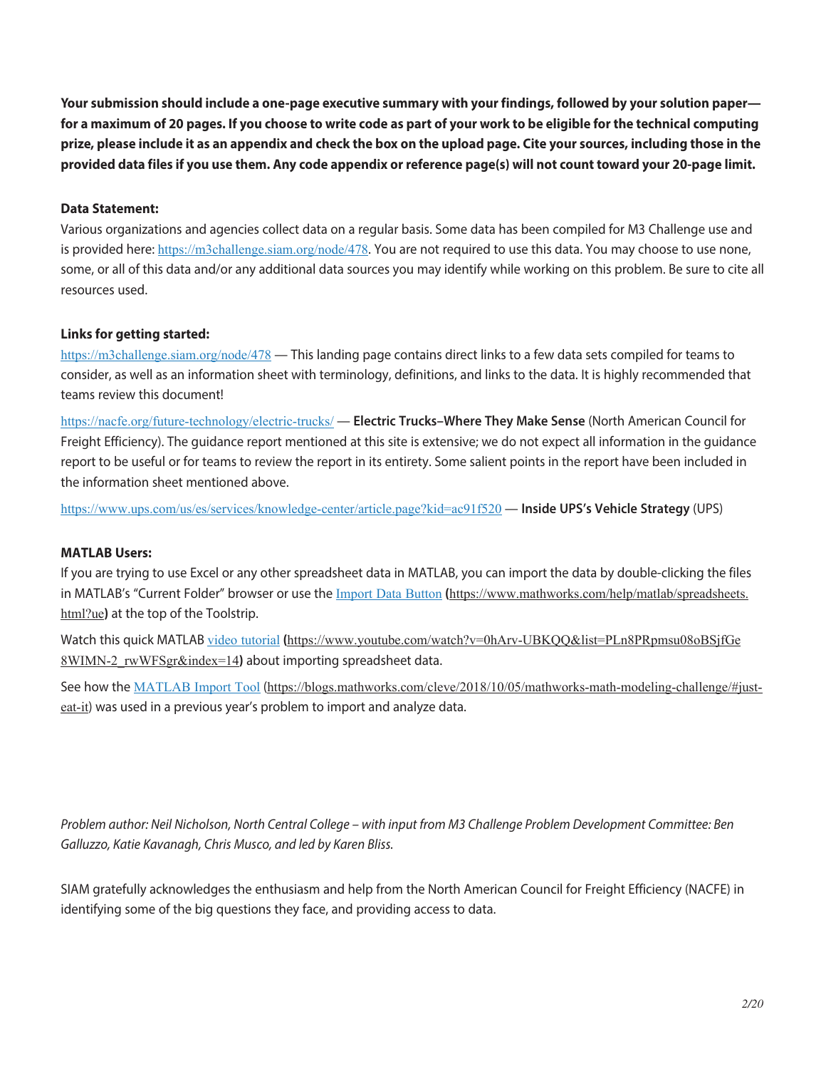**Your submission should include a one-page executive summary with your findings, followed by your solution paper—for a maximum of 20 pages. If you choose to write code as part of your work to be eligible for the technical computing prize, please include it as an appendix and check the box on the upload page. Cite your sources, including those in the provided data files if you use them. Any code appendix or reference page(s) will not count toward your 20-page limit.**

**Data Statement:**

Various organizations and agencies collect data on a regular basis. Some data has been compiled for M3 Challenge use and is provided here: https://m3challenge.siam.org/node/478. You are not required to use this data. You may choose to use none, some, or all of this data and/or any additional data sources you may identify while working on this problem. Be sure to cite all resources used.

**Links for getting started:**

https://m3challenge.siam.org/node/478 — This landing page contains direct links to a few data sets compiled for teams to consider, as well as an information sheet with terminology, definitions, and links to the data. It is highly recommended that teams review this document!

https://nacfe.org/future-technology/electric-trucks/ — **Electric Trucks–Where They Make Sense** (North American Council for Freight Efficiency). The guidance report mentioned at this site is extensive; we do not expect all information in the guidance report to be useful or for teams to review the report in its entirety. Some salient points in the report have been included in the information sheet mentioned above.

https://www.ups.com/us/es/services/knowledge-center/article.page?kid=ac91f520 — **Inside UPS's Vehicle Strategy** (UPS)

**MATLAB Users:**

If you are trying to use Excel or any other spreadsheet data in MATLAB, you can import the data by double-clicking the files in MATLAB's "Current Folder" browser or use the Import Data Button **(**https://www.mathworks.com/help/matlab/spreadsheets.html?ue**)** at the top of the Toolstrip.

Watch this quick MATLAB video tutorial **(**https://www.youtube.com/watch?v=0hArv-UBKQQ&list=PLn8PRpmsu08oBSjfGe8WIMN-2_rwWFSgr&index=14**)** about importing spreadsheet data.

See how the MATLAB Import Tool (https://blogs.mathworks.com/cleve/2018/10/05/mathworks-math-modeling-challenge/#just-eat-it) was used in a previous year's problem to import and analyze data.

*Problem author: Neil Nicholson, North Central College – with input from M3 Challenge Problem Development Committee: Ben Galluzzo, Katie Kavanagh, Chris Musco, and led by Karen Bliss.*

SIAM gratefully acknowledges the enthusiasm and help from the North American Council for Freight Efficiency (NACFE) in identifying some of the big questions they face, and providing access to data.